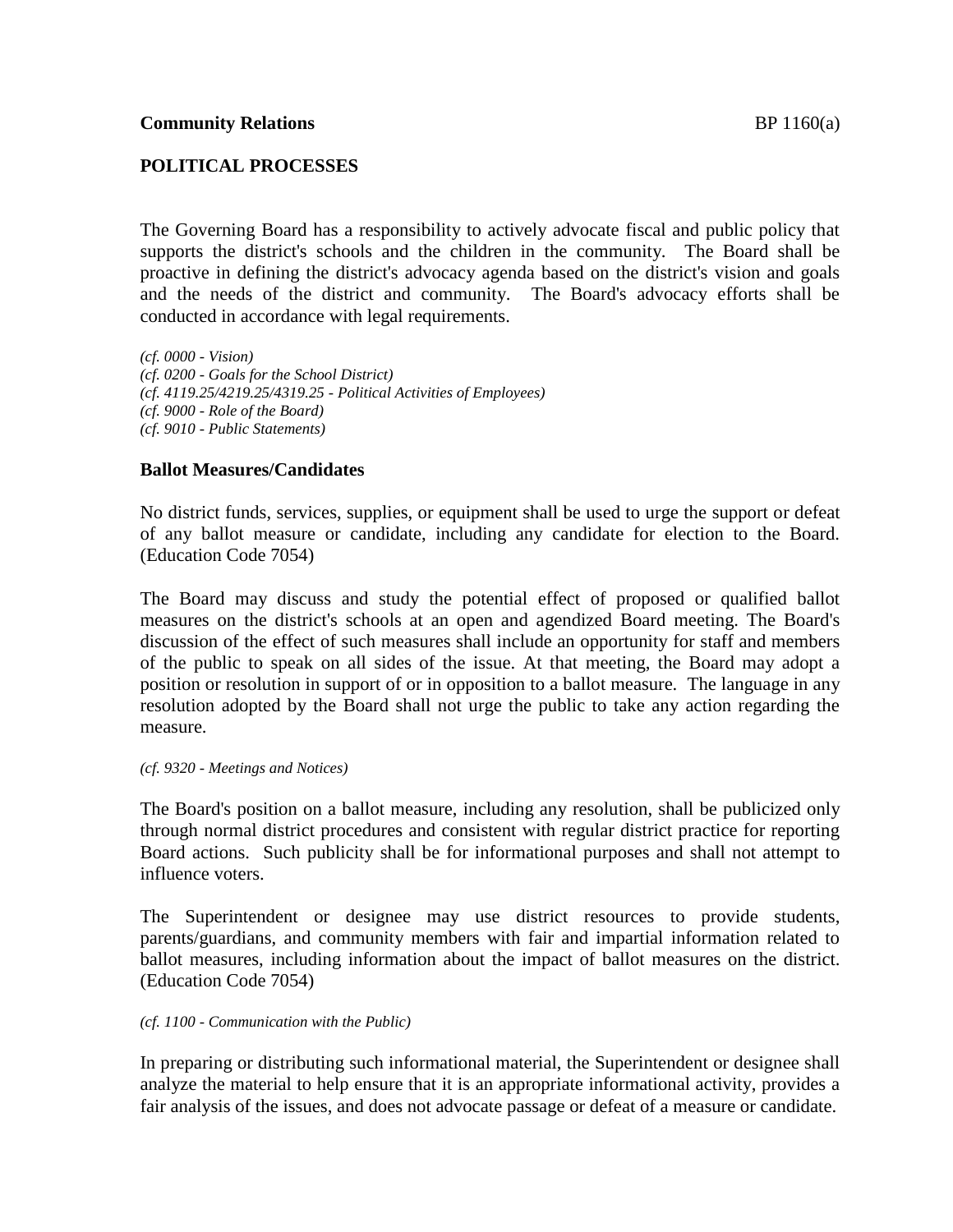**Community Relations** BP 1160(a)

## POLITICAL PROCESSES

The Governing Board has a responsibility to actively advocate fiscal and public policy that supports the district's schools and the children in the community. The Board shall be proactive in defining the district's advocacy agenda based on the district's vision and goals and the needs of the district and community. The Board's advocacy efforts shall be conducted in accordance with legal requirements.

*(cf. 0000 - Vision)*
*(cf. 0200 - Goals for the School District)*
*(cf. 4119.25/4219.25/4319.25 - Political Activities of Employees)*
*(cf. 9000 - Role of the Board)*
*(cf. 9010 - Public Statements)*

### Ballot Measures/Candidates

No district funds, services, supplies, or equipment shall be used to urge the support or defeat of any ballot measure or candidate, including any candidate for election to the Board. (Education Code 7054)

The Board may discuss and study the potential effect of proposed or qualified ballot measures on the district's schools at an open and agendized Board meeting. The Board's discussion of the effect of such measures shall include an opportunity for staff and members of the public to speak on all sides of the issue. At that meeting, the Board may adopt a position or resolution in support of or in opposition to a ballot measure. The language in any resolution adopted by the Board shall not urge the public to take any action regarding the measure.

*(cf. 9320 - Meetings and Notices)*

The Board's position on a ballot measure, including any resolution, shall be publicized only through normal district procedures and consistent with regular district practice for reporting Board actions. Such publicity shall be for informational purposes and shall not attempt to influence voters.

The Superintendent or designee may use district resources to provide students, parents/guardians, and community members with fair and impartial information related to ballot measures, including information about the impact of ballot measures on the district. (Education Code 7054)

*(cf. 1100 - Communication with the Public)*

In preparing or distributing such informational material, the Superintendent or designee shall analyze the material to help ensure that it is an appropriate informational activity, provides a fair analysis of the issues, and does not advocate passage or defeat of a measure or candidate.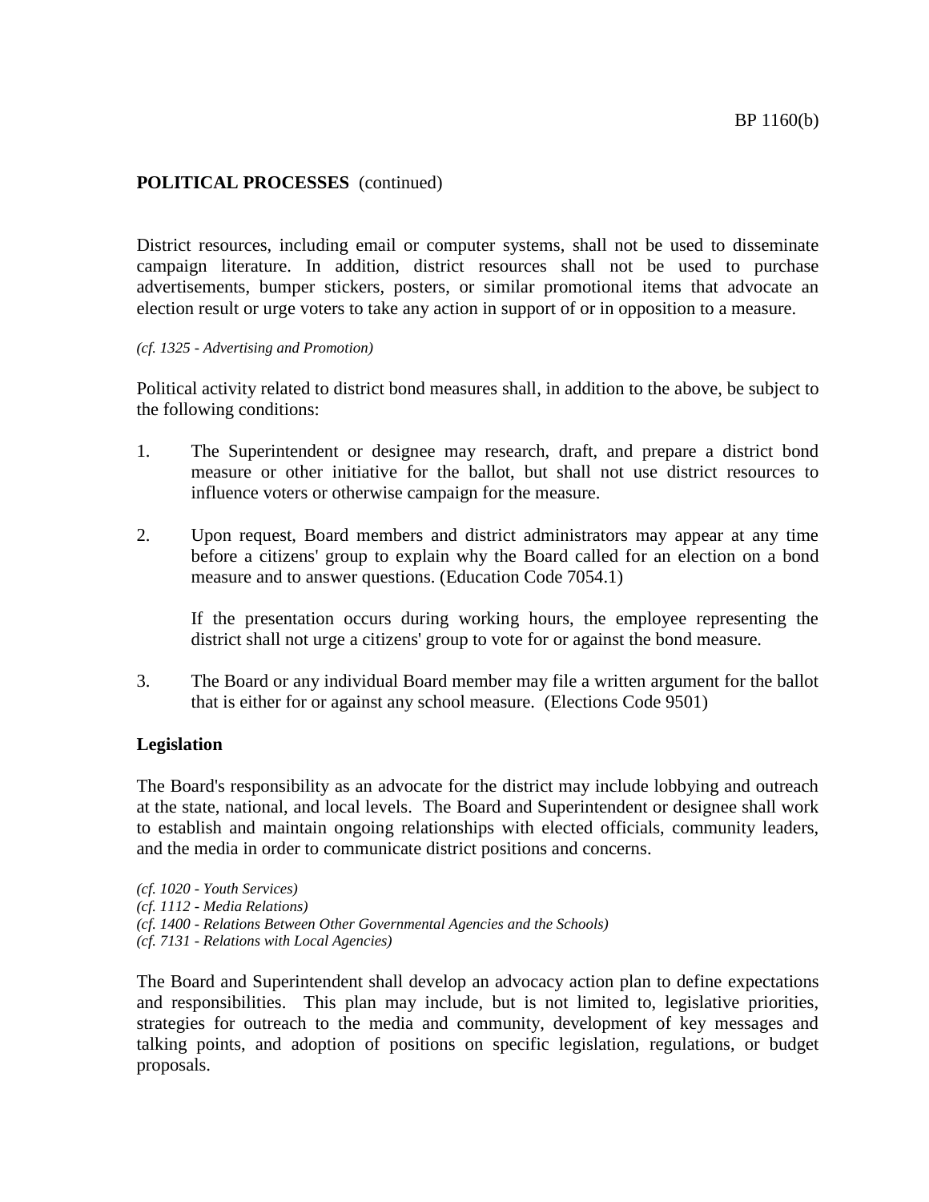**POLITICAL PROCESSES** (continued)

District resources, including email or computer systems, shall not be used to disseminate campaign literature. In addition, district resources shall not be used to purchase advertisements, bumper stickers, posters, or similar promotional items that advocate an election result or urge voters to take any action in support of or in opposition to a measure.

*(cf. 1325 - Advertising and Promotion)*

Political activity related to district bond measures shall, in addition to the above, be subject to the following conditions:

1. The Superintendent or designee may research, draft, and prepare a district bond measure or other initiative for the ballot, but shall not use district resources to influence voters or otherwise campaign for the measure.

2. Upon request, Board members and district administrators may appear at any time before a citizens' group to explain why the Board called for an election on a bond measure and to answer questions. (Education Code 7054.1)

   If the presentation occurs during working hours, the employee representing the district shall not urge a citizens' group to vote for or against the bond measure.

3. The Board or any individual Board member may file a written argument for the ballot that is either for or against any school measure. (Elections Code 9501)

**Legislation**

The Board's responsibility as an advocate for the district may include lobbying and outreach at the state, national, and local levels. The Board and Superintendent or designee shall work to establish and maintain ongoing relationships with elected officials, community leaders, and the media in order to communicate district positions and concerns.

*(cf. 1020 - Youth Services)*
*(cf. 1112 - Media Relations)*
*(cf. 1400 - Relations Between Other Governmental Agencies and the Schools)*
*(cf. 7131 - Relations with Local Agencies)*

The Board and Superintendent shall develop an advocacy action plan to define expectations and responsibilities. This plan may include, but is not limited to, legislative priorities, strategies for outreach to the media and community, development of key messages and talking points, and adoption of positions on specific legislation, regulations, or budget proposals.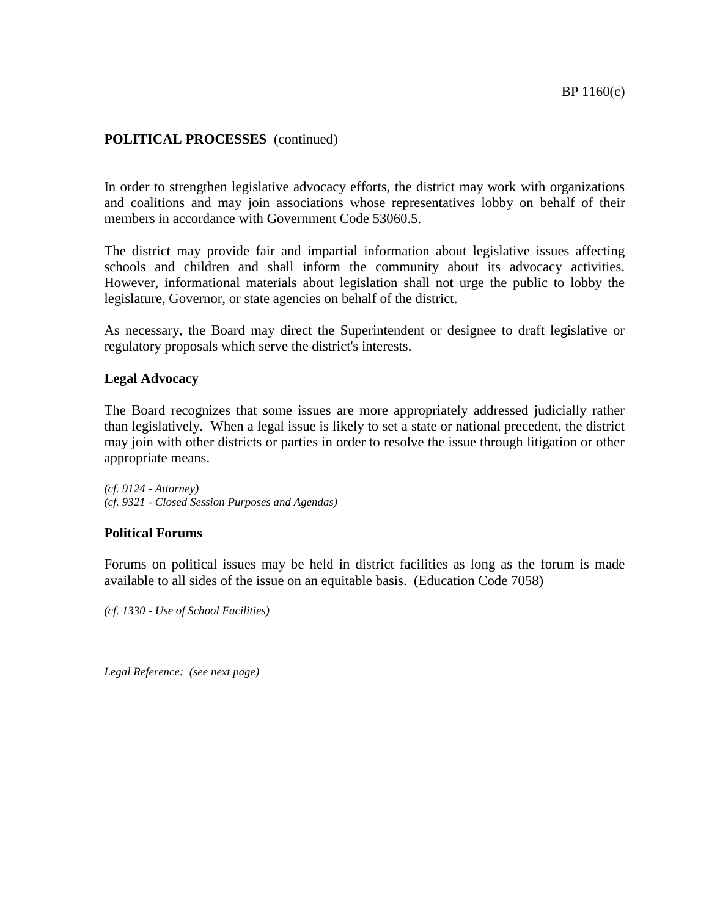**POLITICAL PROCESSES** (continued)

In order to strengthen legislative advocacy efforts, the district may work with organizations and coalitions and may join associations whose representatives lobby on behalf of their members in accordance with Government Code 53060.5.

The district may provide fair and impartial information about legislative issues affecting schools and children and shall inform the community about its advocacy activities. However, informational materials about legislation shall not urge the public to lobby the legislature, Governor, or state agencies on behalf of the district.

As necessary, the Board may direct the Superintendent or designee to draft legislative or regulatory proposals which serve the district's interests.

**Legal Advocacy**

The Board recognizes that some issues are more appropriately addressed judicially rather than legislatively. When a legal issue is likely to set a state or national precedent, the district may join with other districts or parties in order to resolve the issue through litigation or other appropriate means.

*(cf. 9124 - Attorney)*
*(cf. 9321 - Closed Session Purposes and Agendas)*

**Political Forums**

Forums on political issues may be held in district facilities as long as the forum is made available to all sides of the issue on an equitable basis. (Education Code 7058)

*(cf. 1330 - Use of School Facilities)*

*Legal Reference: (see next page)*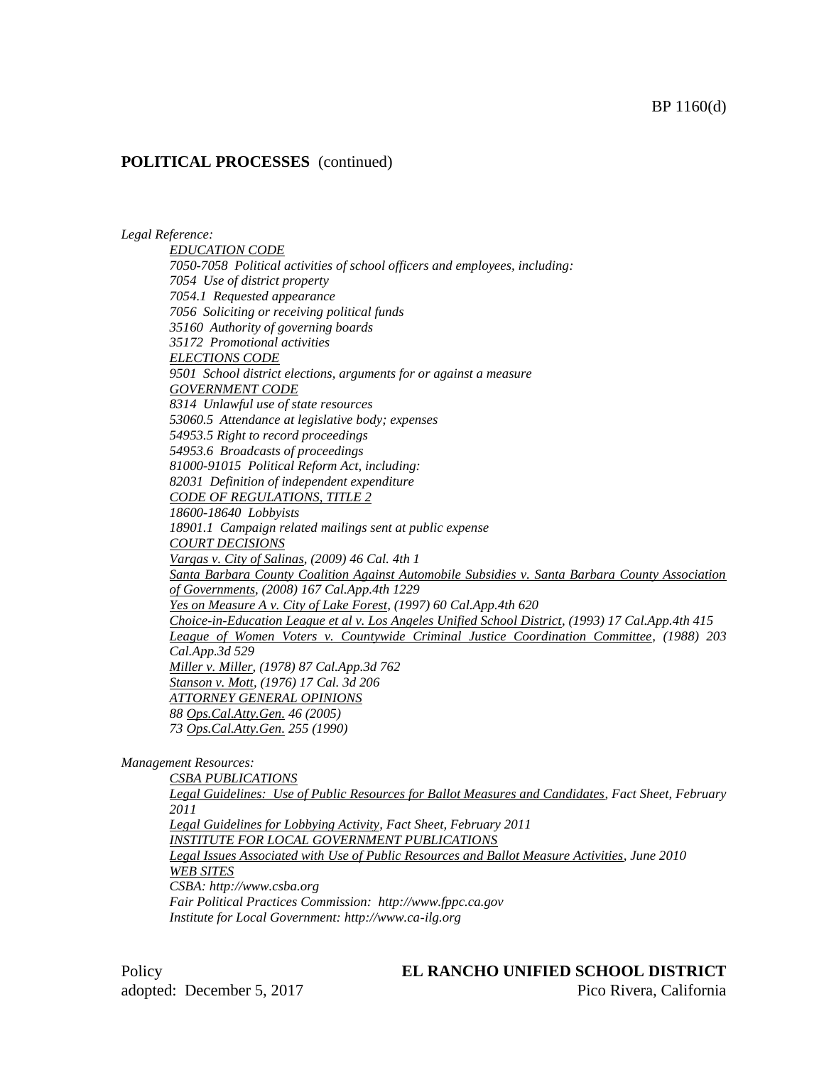**POLITICAL PROCESSES** (continued)

*Legal Reference:*

*EDUCATION CODE*
*7050-7058 Political activities of school officers and employees, including:*
*7054 Use of district property*
*7054.1 Requested appearance*
*7056 Soliciting or receiving political funds*
*35160 Authority of governing boards*
*35172 Promotional activities*
*ELECTIONS CODE*
*9501 School district elections, arguments for or against a measure*
*GOVERNMENT CODE*
*8314 Unlawful use of state resources*
*53060.5 Attendance at legislative body; expenses*
*54953.5 Right to record proceedings*
*54953.6 Broadcasts of proceedings*
*81000-91015 Political Reform Act, including:*
*82031 Definition of independent expenditure*
*CODE OF REGULATIONS, TITLE 2*
*18600-18640 Lobbyists*
*18901.1 Campaign related mailings sent at public expense*
*COURT DECISIONS*
*Vargas v. City of Salinas, (2009) 46 Cal. 4th 1*
*Santa Barbara County Coalition Against Automobile Subsidies v. Santa Barbara County Association of Governments, (2008) 167 Cal.App.4th 1229*
*Yes on Measure A v. City of Lake Forest, (1997) 60 Cal.App.4th 620*
*Choice-in-Education League et al v. Los Angeles Unified School District, (1993) 17 Cal.App.4th 415*
*League of Women Voters v. Countywide Criminal Justice Coordination Committee, (1988) 203 Cal.App.3d 529*
*Miller v. Miller, (1978) 87 Cal.App.3d 762*
*Stanson v. Mott, (1976) 17 Cal. 3d 206*
*ATTORNEY GENERAL OPINIONS*
*88 Ops.Cal.Atty.Gen. 46 (2005)*
*73 Ops.Cal.Atty.Gen. 255 (1990)*

*Management Resources:*

*CSBA PUBLICATIONS*
*Legal Guidelines: Use of Public Resources for Ballot Measures and Candidates, Fact Sheet, February 2011*
*Legal Guidelines for Lobbying Activity, Fact Sheet, February 2011*
*INSTITUTE FOR LOCAL GOVERNMENT PUBLICATIONS*
*Legal Issues Associated with Use of Public Resources and Ballot Measure Activities, June 2010*
*WEB SITES*
*CSBA: http://www.csba.org*
*Fair Political Practices Commission: http://www.fppc.ca.gov*
*Institute for Local Government: http://www.ca-ilg.org*

Policy
adopted: December 5, 2017

**EL RANCHO UNIFIED SCHOOL DISTRICT**
Pico Rivera, California